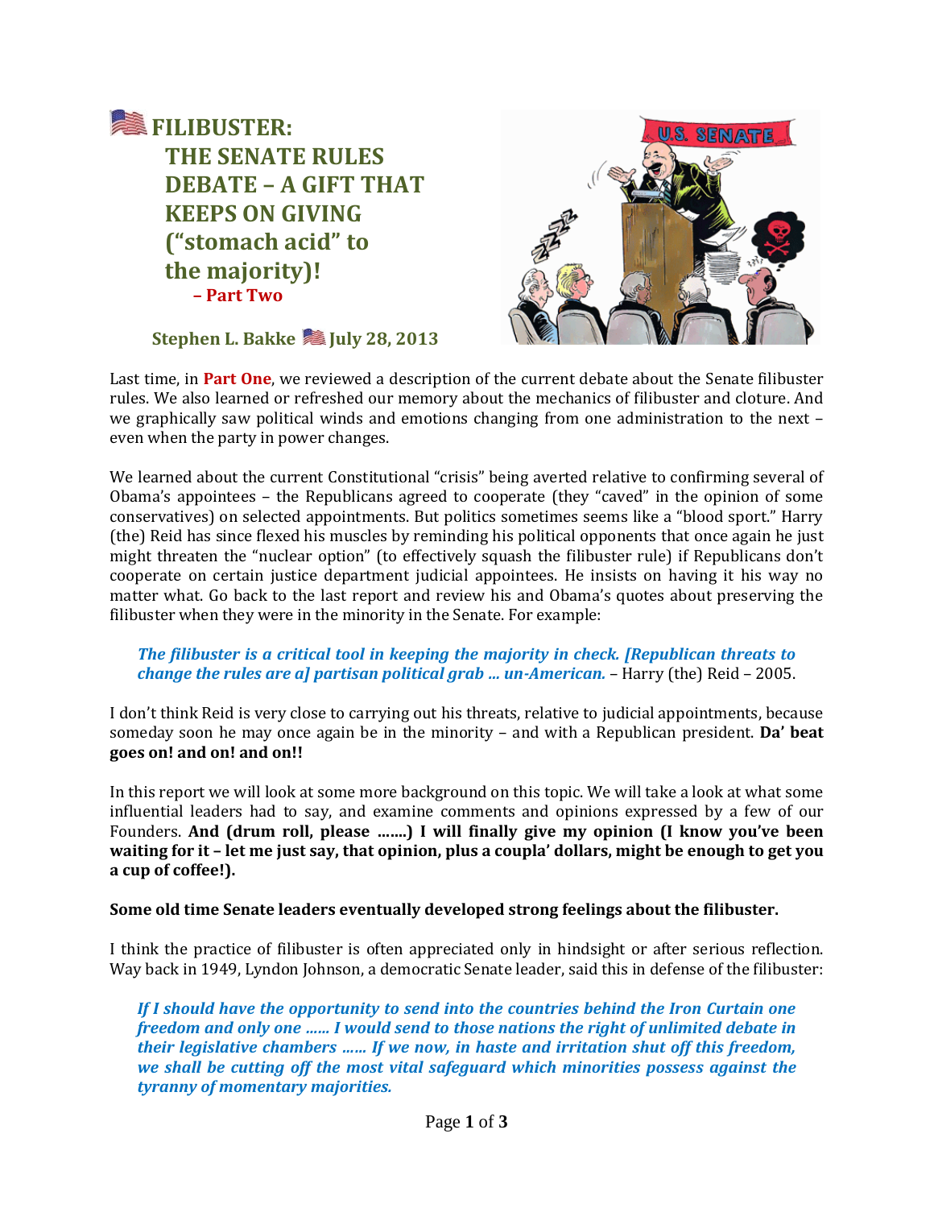# FILIBUSTER: THE SENATE RULES DEBATE – A GIFT THAT KEEPS ON GIVING ("stomach acid" to the majority)!

**– Part Two**

**Stephen L. Bakke July 28, 2013**

Last time, in **Part One**, we reviewed a description of the current debate about the Senate filibuster rules. We also learned or refreshed our memory about the mechanics of filibuster and cloture. And we graphically saw political winds and emotions changing from one administration to the next – even when the party in power changes.

We learned about the current Constitutional "crisis" being averted relative to confirming several of Obama's appointees – the Republicans agreed to cooperate (they "caved" in the opinion of some conservatives) on selected appointments. But politics sometimes seems like a "blood sport." Harry (the) Reid has since flexed his muscles by reminding his political opponents that once again he just might threaten the "nuclear option" (to effectively squash the filibuster rule) if Republicans don't cooperate on certain justice department judicial appointees. He insists on having it his way no matter what. Go back to the last report and review his and Obama's quotes about preserving the filibuster when they were in the minority in the Senate. For example:

> ***The filibuster is a critical tool in keeping the majority in check. [Republican threats to change the rules are a] partisan political grab ... un-American.*** – Harry (the) Reid – 2005.

I don't think Reid is very close to carrying out his threats, relative to judicial appointments, because someday soon he may once again be in the minority – and with a Republican president. **Da' beat goes on! and on! and on!!**

In this report we will look at some more background on this topic. We will take a look at what some influential leaders had to say, and examine comments and opinions expressed by a few of our Founders. **And (drum roll, please .......) I will finally give my opinion (I know you've been waiting for it – let me just say, that opinion, plus a coupla' dollars, might be enough to get you a cup of coffee!).**

**Some old time Senate leaders eventually developed strong feelings about the filibuster.**

I think the practice of filibuster is often appreciated only in hindsight or after serious reflection. Way back in 1949, Lyndon Johnson, a democratic Senate leader, said this in defense of the filibuster:

> ***If I should have the opportunity to send into the countries behind the Iron Curtain one freedom and only one ...... I would send to those nations the right of unlimited debate in their legislative chambers ...... If we now, in haste and irritation shut off this freedom, we shall be cutting off the most vital safeguard which minorities possess against the tyranny of momentary majorities.***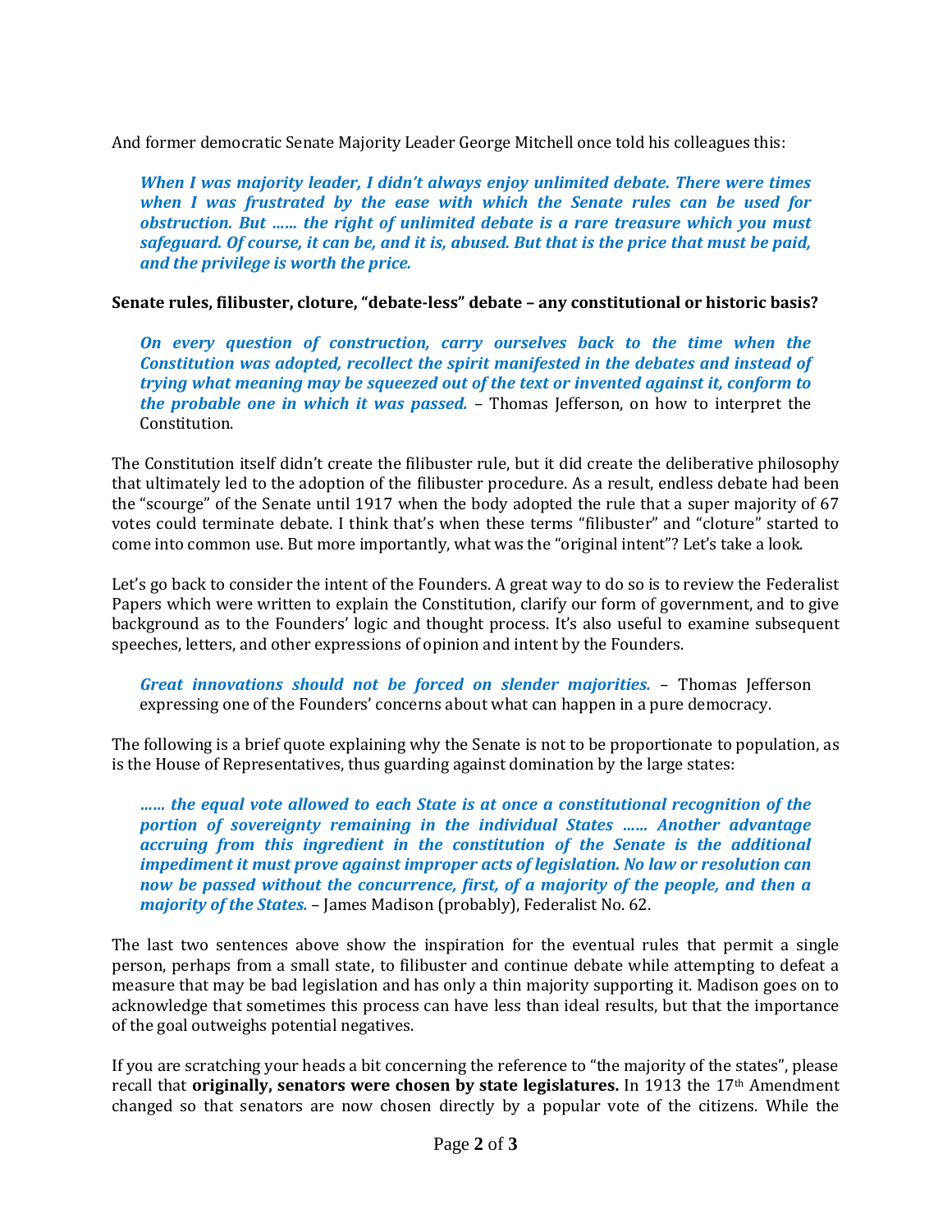And former democratic Senate Majority Leader George Mitchell once told his colleagues this:

> ***When I was majority leader, I didn't always enjoy unlimited debate. There were times when I was frustrated by the ease with which the Senate rules can be used for obstruction. But …… the right of unlimited debate is a rare treasure which you must safeguard. Of course, it can be, and it is, abused. But that is the price that must be paid, and the privilege is worth the price.***

**Senate rules, filibuster, cloture, "debate-less" debate – any constitutional or historic basis?**

> ***On every question of construction, carry ourselves back to the time when the Constitution was adopted, recollect the spirit manifested in the debates and instead of trying what meaning may be squeezed out of the text or invented against it, conform to the probable one in which it was passed.*** – Thomas Jefferson, on how to interpret the Constitution.

The Constitution itself didn't create the filibuster rule, but it did create the deliberative philosophy that ultimately led to the adoption of the filibuster procedure. As a result, endless debate had been the "scourge" of the Senate until 1917 when the body adopted the rule that a super majority of 67 votes could terminate debate. I think that's when these terms "filibuster" and "cloture" started to come into common use. But more importantly, what was the "original intent"? Let's take a look.

Let's go back to consider the intent of the Founders. A great way to do so is to review the Federalist Papers which were written to explain the Constitution, clarify our form of government, and to give background as to the Founders' logic and thought process. It's also useful to examine subsequent speeches, letters, and other expressions of opinion and intent by the Founders.

> ***Great innovations should not be forced on slender majorities.*** – Thomas Jefferson expressing one of the Founders' concerns about what can happen in a pure democracy.

The following is a brief quote explaining why the Senate is not to be proportionate to population, as is the House of Representatives, thus guarding against domination by the large states:

> ***…… the equal vote allowed to each State is at once a constitutional recognition of the portion of sovereignty remaining in the individual States …… Another advantage accruing from this ingredient in the constitution of the Senate is the additional impediment it must prove against improper acts of legislation. No law or resolution can now be passed without the concurrence, first, of a majority of the people, and then a majority of the States.*** – James Madison (probably), Federalist No. 62.

The last two sentences above show the inspiration for the eventual rules that permit a single person, perhaps from a small state, to filibuster and continue debate while attempting to defeat a measure that may be bad legislation and has only a thin majority supporting it. Madison goes on to acknowledge that sometimes this process can have less than ideal results, but that the importance of the goal outweighs potential negatives.

If you are scratching your heads a bit concerning the reference to "the majority of the states", please recall that **originally, senators were chosen by state legislatures.** In 1913 the 17th Amendment changed so that senators are now chosen directly by a popular vote of the citizens. While the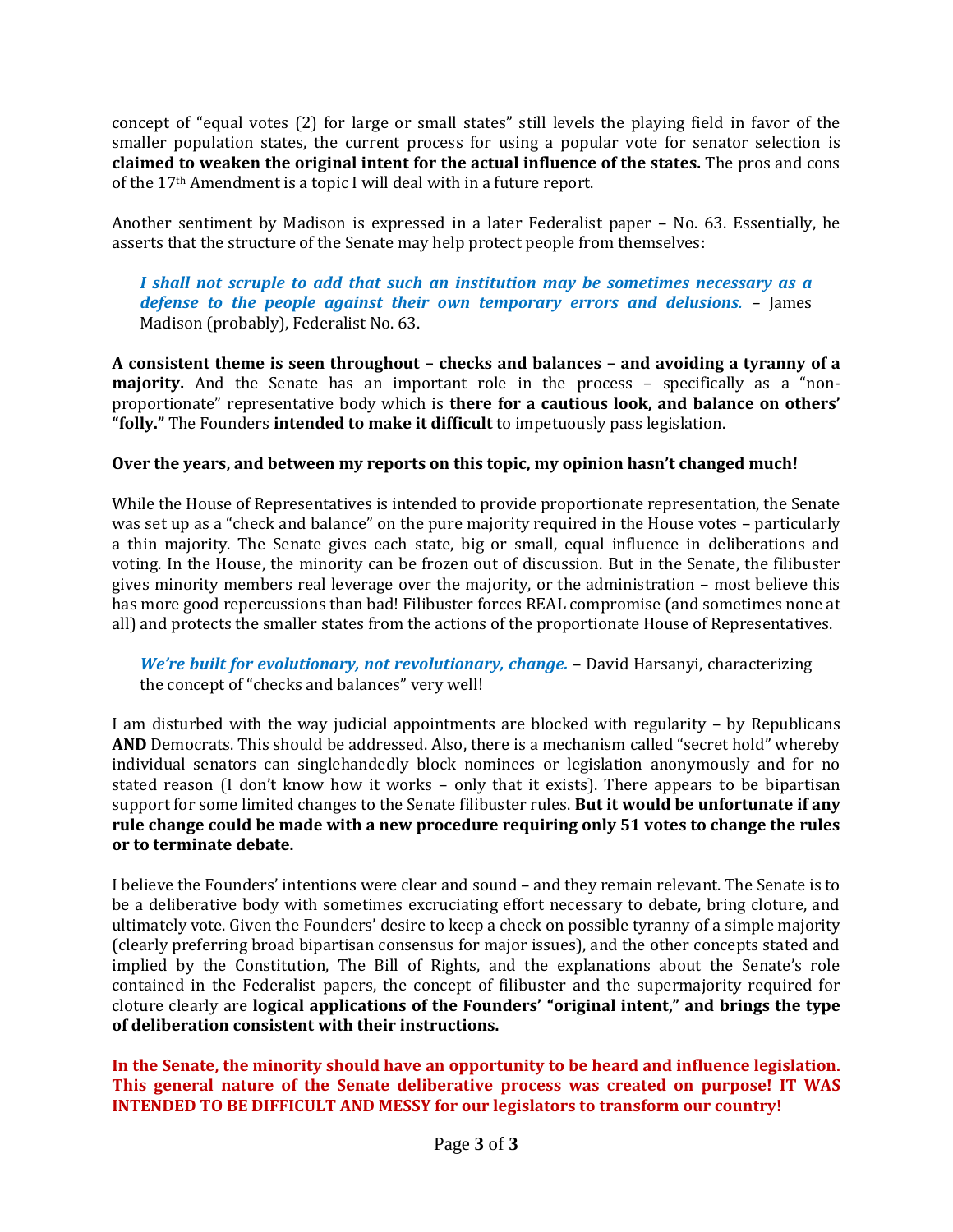concept of "equal votes (2) for large or small states" still levels the playing field in favor of the smaller population states, the current process for using a popular vote for senator selection is **claimed to weaken the original intent for the actual influence of the states.** The pros and cons of the 17th Amendment is a topic I will deal with in a future report.

Another sentiment by Madison is expressed in a later Federalist paper – No. 63. Essentially, he asserts that the structure of the Senate may help protect people from themselves:

> ***I shall not scruple to add that such an institution may be sometimes necessary as a defense to the people against their own temporary errors and delusions.*** – James Madison (probably), Federalist No. 63.

**A consistent theme is seen throughout – checks and balances – and avoiding a tyranny of a majority.** And the Senate has an important role in the process – specifically as a "non-proportionate" representative body which is **there for a cautious look, and balance on others' "folly."** The Founders **intended to make it difficult** to impetuously pass legislation.

**Over the years, and between my reports on this topic, my opinion hasn't changed much!**

While the House of Representatives is intended to provide proportionate representation, the Senate was set up as a "check and balance" on the pure majority required in the House votes – particularly a thin majority. The Senate gives each state, big or small, equal influence in deliberations and voting. In the House, the minority can be frozen out of discussion. But in the Senate, the filibuster gives minority members real leverage over the majority, or the administration – most believe this has more good repercussions than bad! Filibuster forces REAL compromise (and sometimes none at all) and protects the smaller states from the actions of the proportionate House of Representatives.

> ***We're built for evolutionary, not revolutionary, change.*** – David Harsanyi, characterizing the concept of "checks and balances" very well!

I am disturbed with the way judicial appointments are blocked with regularity – by Republicans **AND** Democrats. This should be addressed. Also, there is a mechanism called "secret hold" whereby individual senators can singlehandedly block nominees or legislation anonymously and for no stated reason (I don't know how it works – only that it exists). There appears to be bipartisan support for some limited changes to the Senate filibuster rules. **But it would be unfortunate if any rule change could be made with a new procedure requiring only 51 votes to change the rules or to terminate debate.**

I believe the Founders' intentions were clear and sound – and they remain relevant. The Senate is to be a deliberative body with sometimes excruciating effort necessary to debate, bring cloture, and ultimately vote. Given the Founders' desire to keep a check on possible tyranny of a simple majority (clearly preferring broad bipartisan consensus for major issues), and the other concepts stated and implied by the Constitution, The Bill of Rights, and the explanations about the Senate's role contained in the Federalist papers, the concept of filibuster and the supermajority required for cloture clearly are **logical applications of the Founders' "original intent," and brings the type of deliberation consistent with their instructions.**

**In the Senate, the minority should have an opportunity to be heard and influence legislation. This general nature of the Senate deliberative process was created on purpose! IT WAS INTENDED TO BE DIFFICULT AND MESSY for our legislators to transform our country!**